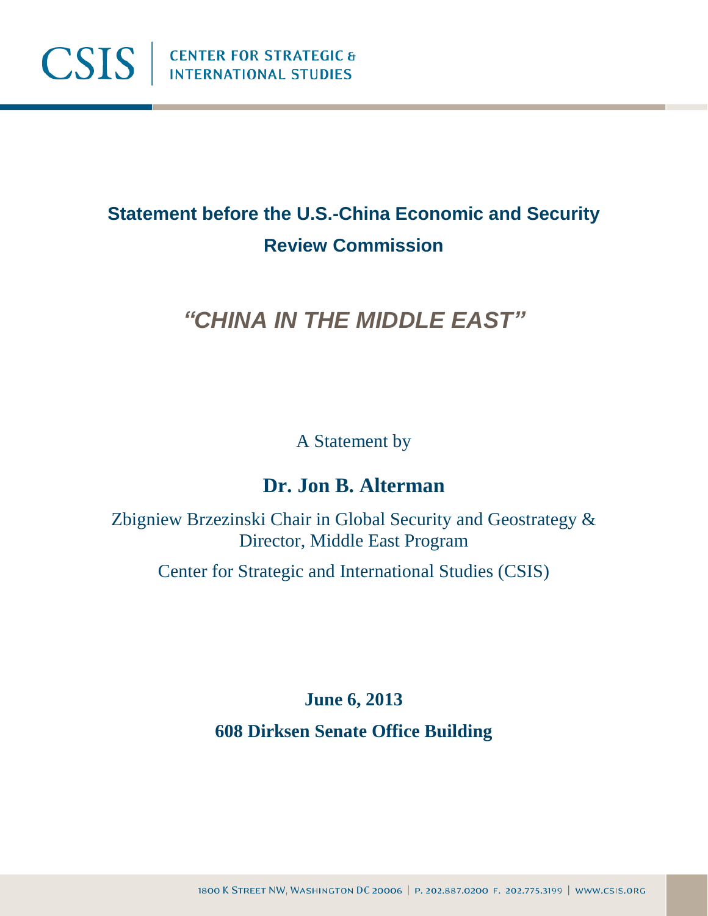CSIS | CENTER FOR STRATEGIC & INTERNATIONAL STUDIES

# Statement before the U.S.-China Economic and Security Review Commission

## *"CHINA IN THE MIDDLE EAST"*

A Statement by

**Dr. Jon B. Alterman**

Zbigniew Brzezinski Chair in Global Security and Geostrategy &
Director, Middle East Program

Center for Strategic and International Studies (CSIS)

**June 6, 2013**

**608 Dirksen Senate Office Building**

1800 K Street NW, Washington DC 20006 | P. 202.887.0200 F. 202.775.3199 | www.csis.org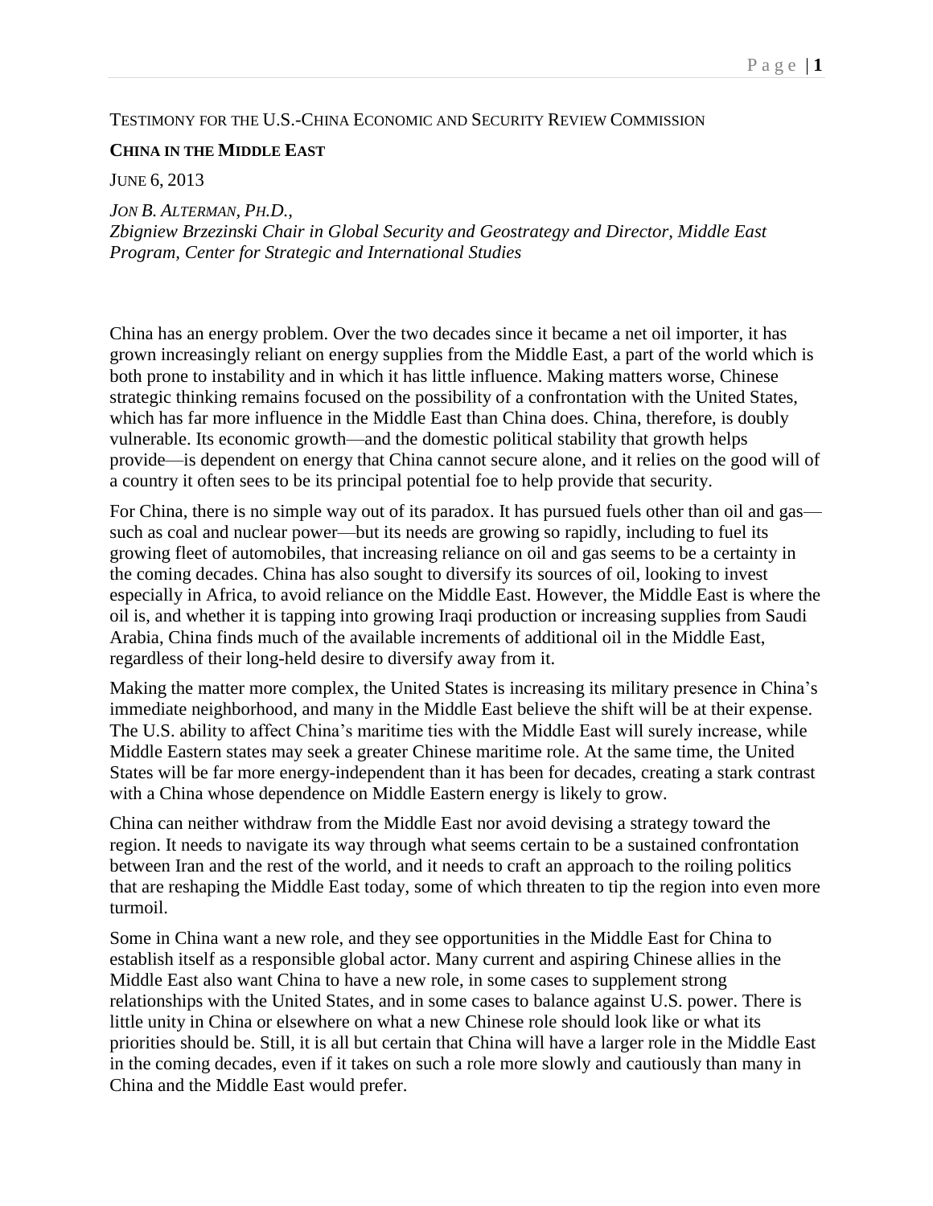TESTIMONY FOR THE U.S.-CHINA ECONOMIC AND SECURITY REVIEW COMMISSION

**CHINA IN THE MIDDLE EAST**

JUNE 6, 2013

*JON B. ALTERMAN, PH.D.,*
*Zbigniew Brzezinski Chair in Global Security and Geostrategy and Director, Middle East Program, Center for Strategic and International Studies*

China has an energy problem. Over the two decades since it became a net oil importer, it has grown increasingly reliant on energy supplies from the Middle East, a part of the world which is both prone to instability and in which it has little influence. Making matters worse, Chinese strategic thinking remains focused on the possibility of a confrontation with the United States, which has far more influence in the Middle East than China does. China, therefore, is doubly vulnerable. Its economic growth—and the domestic political stability that growth helps provide—is dependent on energy that China cannot secure alone, and it relies on the good will of a country it often sees to be its principal potential foe to help provide that security.

For China, there is no simple way out of its paradox. It has pursued fuels other than oil and gas—such as coal and nuclear power—but its needs are growing so rapidly, including to fuel its growing fleet of automobiles, that increasing reliance on oil and gas seems to be a certainty in the coming decades. China has also sought to diversify its sources of oil, looking to invest especially in Africa, to avoid reliance on the Middle East. However, the Middle East is where the oil is, and whether it is tapping into growing Iraqi production or increasing supplies from Saudi Arabia, China finds much of the available increments of additional oil in the Middle East, regardless of their long-held desire to diversify away from it.

Making the matter more complex, the United States is increasing its military presence in China's immediate neighborhood, and many in the Middle East believe the shift will be at their expense. The U.S. ability to affect China's maritime ties with the Middle East will surely increase, while Middle Eastern states may seek a greater Chinese maritime role. At the same time, the United States will be far more energy-independent than it has been for decades, creating a stark contrast with a China whose dependence on Middle Eastern energy is likely to grow.

China can neither withdraw from the Middle East nor avoid devising a strategy toward the region. It needs to navigate its way through what seems certain to be a sustained confrontation between Iran and the rest of the world, and it needs to craft an approach to the roiling politics that are reshaping the Middle East today, some of which threaten to tip the region into even more turmoil.

Some in China want a new role, and they see opportunities in the Middle East for China to establish itself as a responsible global actor. Many current and aspiring Chinese allies in the Middle East also want China to have a new role, in some cases to supplement strong relationships with the United States, and in some cases to balance against U.S. power. There is little unity in China or elsewhere on what a new Chinese role should look like or what its priorities should be. Still, it is all but certain that China will have a larger role in the Middle East in the coming decades, even if it takes on such a role more slowly and cautiously than many in China and the Middle East would prefer.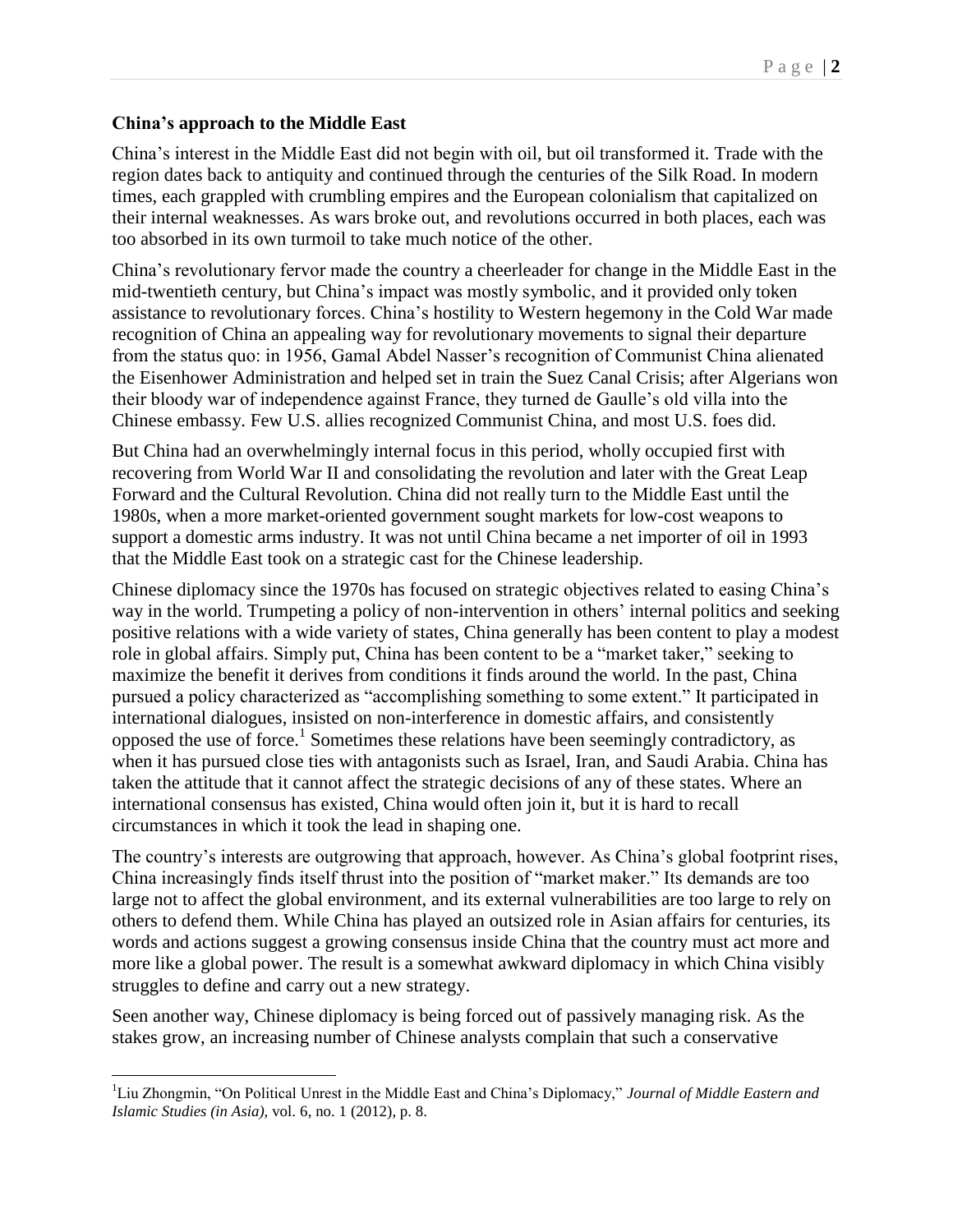## China's approach to the Middle East

China's interest in the Middle East did not begin with oil, but oil transformed it. Trade with the region dates back to antiquity and continued through the centuries of the Silk Road. In modern times, each grappled with crumbling empires and the European colonialism that capitalized on their internal weaknesses. As wars broke out, and revolutions occurred in both places, each was too absorbed in its own turmoil to take much notice of the other.

China's revolutionary fervor made the country a cheerleader for change in the Middle East in the mid-twentieth century, but China's impact was mostly symbolic, and it provided only token assistance to revolutionary forces. China's hostility to Western hegemony in the Cold War made recognition of China an appealing way for revolutionary movements to signal their departure from the status quo: in 1956, Gamal Abdel Nasser's recognition of Communist China alienated the Eisenhower Administration and helped set in train the Suez Canal Crisis; after Algerians won their bloody war of independence against France, they turned de Gaulle's old villa into the Chinese embassy. Few U.S. allies recognized Communist China, and most U.S. foes did.

But China had an overwhelmingly internal focus in this period, wholly occupied first with recovering from World War II and consolidating the revolution and later with the Great Leap Forward and the Cultural Revolution. China did not really turn to the Middle East until the 1980s, when a more market-oriented government sought markets for low-cost weapons to support a domestic arms industry. It was not until China became a net importer of oil in 1993 that the Middle East took on a strategic cast for the Chinese leadership.

Chinese diplomacy since the 1970s has focused on strategic objectives related to easing China's way in the world. Trumpeting a policy of non-intervention in others' internal politics and seeking positive relations with a wide variety of states, China generally has been content to play a modest role in global affairs. Simply put, China has been content to be a "market taker," seeking to maximize the benefit it derives from conditions it finds around the world. In the past, China pursued a policy characterized as "accomplishing something to some extent." It participated in international dialogues, insisted on non-interference in domestic affairs, and consistently opposed the use of force.[1] Sometimes these relations have been seemingly contradictory, as when it has pursued close ties with antagonists such as Israel, Iran, and Saudi Arabia. China has taken the attitude that it cannot affect the strategic decisions of any of these states. Where an international consensus has existed, China would often join it, but it is hard to recall circumstances in which it took the lead in shaping one.

The country's interests are outgrowing that approach, however. As China's global footprint rises, China increasingly finds itself thrust into the position of "market maker." Its demands are too large not to affect the global environment, and its external vulnerabilities are too large to rely on others to defend them. While China has played an outsized role in Asian affairs for centuries, its words and actions suggest a growing consensus inside China that the country must act more and more like a global power. The result is a somewhat awkward diplomacy in which China visibly struggles to define and carry out a new strategy.

Seen another way, Chinese diplomacy is being forced out of passively managing risk. As the stakes grow, an increasing number of Chinese analysts complain that such a conservative

[1] Liu Zhongmin, "On Political Unrest in the Middle East and China's Diplomacy," *Journal of Middle Eastern and Islamic Studies (in Asia)*, vol. 6, no. 1 (2012), p. 8.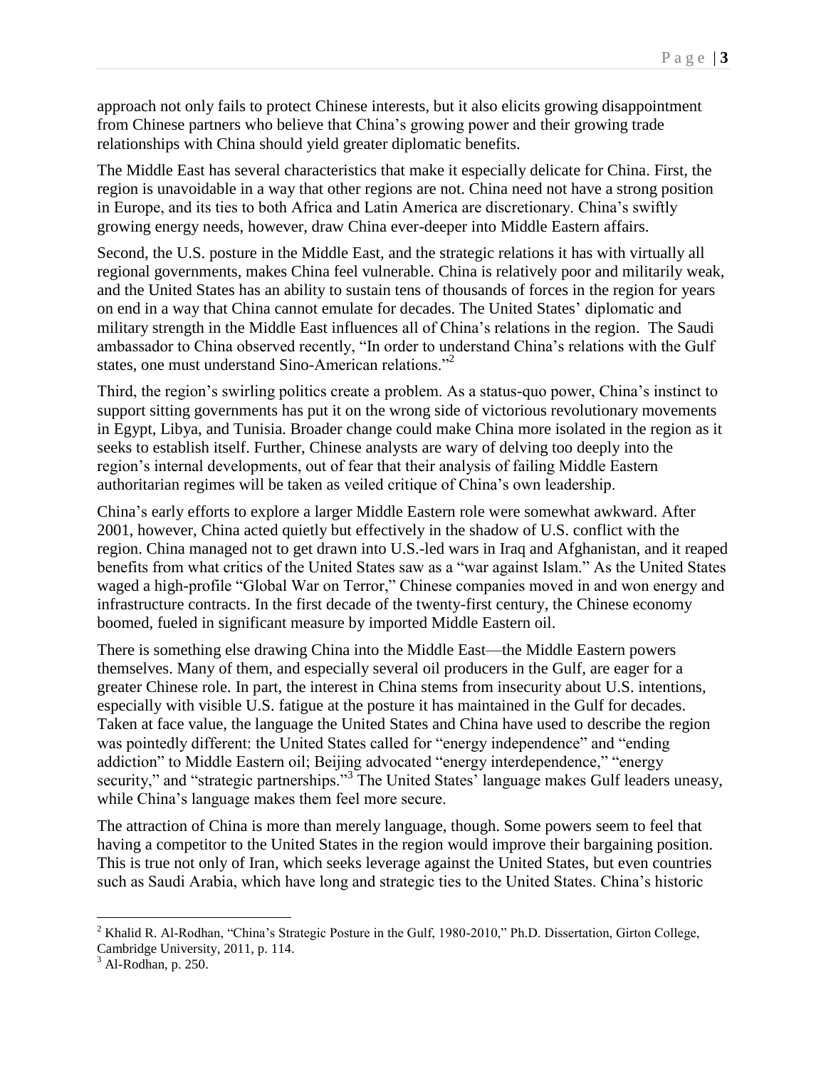approach not only fails to protect Chinese interests, but it also elicits growing disappointment from Chinese partners who believe that China's growing power and their growing trade relationships with China should yield greater diplomatic benefits.

The Middle East has several characteristics that make it especially delicate for China. First, the region is unavoidable in a way that other regions are not. China need not have a strong position in Europe, and its ties to both Africa and Latin America are discretionary. China's swiftly growing energy needs, however, draw China ever-deeper into Middle Eastern affairs.

Second, the U.S. posture in the Middle East, and the strategic relations it has with virtually all regional governments, makes China feel vulnerable. China is relatively poor and militarily weak, and the United States has an ability to sustain tens of thousands of forces in the region for years on end in a way that China cannot emulate for decades. The United States' diplomatic and military strength in the Middle East influences all of China's relations in the region. The Saudi ambassador to China observed recently, "In order to understand China's relations with the Gulf states, one must understand Sino-American relations."[2]

Third, the region's swirling politics create a problem. As a status-quo power, China's instinct to support sitting governments has put it on the wrong side of victorious revolutionary movements in Egypt, Libya, and Tunisia. Broader change could make China more isolated in the region as it seeks to establish itself. Further, Chinese analysts are wary of delving too deeply into the region's internal developments, out of fear that their analysis of failing Middle Eastern authoritarian regimes will be taken as veiled critique of China's own leadership.

China's early efforts to explore a larger Middle Eastern role were somewhat awkward. After 2001, however, China acted quietly but effectively in the shadow of U.S. conflict with the region. China managed not to get drawn into U.S.-led wars in Iraq and Afghanistan, and it reaped benefits from what critics of the United States saw as a "war against Islam." As the United States waged a high-profile "Global War on Terror," Chinese companies moved in and won energy and infrastructure contracts. In the first decade of the twenty-first century, the Chinese economy boomed, fueled in significant measure by imported Middle Eastern oil.

There is something else drawing China into the Middle East—the Middle Eastern powers themselves. Many of them, and especially several oil producers in the Gulf, are eager for a greater Chinese role. In part, the interest in China stems from insecurity about U.S. intentions, especially with visible U.S. fatigue at the posture it has maintained in the Gulf for decades. Taken at face value, the language the United States and China have used to describe the region was pointedly different: the United States called for "energy independence" and "ending addiction" to Middle Eastern oil; Beijing advocated "energy interdependence," "energy security," and "strategic partnerships."[3] The United States' language makes Gulf leaders uneasy, while China's language makes them feel more secure.

The attraction of China is more than merely language, though. Some powers seem to feel that having a competitor to the United States in the region would improve their bargaining position. This is true not only of Iran, which seeks leverage against the United States, but even countries such as Saudi Arabia, which have long and strategic ties to the United States. China's historic

---

[2] Khalid R. Al-Rodhan, "China's Strategic Posture in the Gulf, 1980-2010," Ph.D. Dissertation, Girton College, Cambridge University, 2011, p. 114.

[3] Al-Rodhan, p. 250.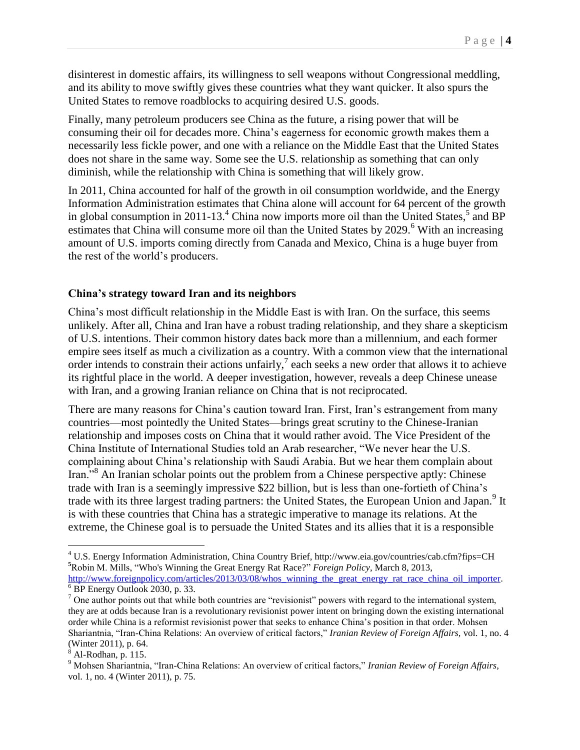disinterest in domestic affairs, its willingness to sell weapons without Congressional meddling, and its ability to move swiftly gives these countries what they want quicker. It also spurs the United States to remove roadblocks to acquiring desired U.S. goods.

Finally, many petroleum producers see China as the future, a rising power that will be consuming their oil for decades more. China's eagerness for economic growth makes them a necessarily less fickle power, and one with a reliance on the Middle East that the United States does not share in the same way. Some see the U.S. relationship as something that can only diminish, while the relationship with China is something that will likely grow.

In 2011, China accounted for half of the growth in oil consumption worldwide, and the Energy Information Administration estimates that China alone will account for 64 percent of the growth in global consumption in 2011-13.[4] China now imports more oil than the United States,[5] and BP estimates that China will consume more oil than the United States by 2029.[6] With an increasing amount of U.S. imports coming directly from Canada and Mexico, China is a huge buyer from the rest of the world's producers.

### China's strategy toward Iran and its neighbors

China's most difficult relationship in the Middle East is with Iran. On the surface, this seems unlikely. After all, China and Iran have a robust trading relationship, and they share a skepticism of U.S. intentions. Their common history dates back more than a millennium, and each former empire sees itself as much a civilization as a country. With a common view that the international order intends to constrain their actions unfairly,[7] each seeks a new order that allows it to achieve its rightful place in the world. A deeper investigation, however, reveals a deep Chinese unease with Iran, and a growing Iranian reliance on China that is not reciprocated.

There are many reasons for China's caution toward Iran. First, Iran's estrangement from many countries—most pointedly the United States—brings great scrutiny to the Chinese-Iranian relationship and imposes costs on China that it would rather avoid. The Vice President of the China Institute of International Studies told an Arab researcher, "We never hear the U.S. complaining about China's relationship with Saudi Arabia. But we hear them complain about Iran."[8] An Iranian scholar points out the problem from a Chinese perspective aptly: Chinese trade with Iran is a seemingly impressive \$22 billion, but is less than one-fortieth of China's trade with its three largest trading partners: the United States, the European Union and Japan.[9] It is with these countries that China has a strategic imperative to manage its relations. At the extreme, the Chinese goal is to persuade the United States and its allies that it is a responsible

---

[4] U.S. Energy Information Administration, China Country Brief, http://www.eia.gov/countries/cab.cfm?fips=CH

[5] Robin M. Mills, "Who's Winning the Great Energy Rat Race?" *Foreign Policy*, March 8, 2013, http://www.foreignpolicy.com/articles/2013/03/08/whos_winning_the_great_energy_rat_race_china_oil_importer.

[6] BP Energy Outlook 2030, p. 33.

[7] One author points out that while both countries are "revisionist" powers with regard to the international system, they are at odds because Iran is a revolutionary revisionist power intent on bringing down the existing international order while China is a reformist revisionist power that seeks to enhance China's position in that order. Mohsen Shariantnia, "Iran-China Relations: An overview of critical factors," *Iranian Review of Foreign Affairs*, vol. 1, no. 4 (Winter 2011), p. 64.

[8] Al-Rodhan, p. 115.

[9] Mohsen Shariantnia, "Iran-China Relations: An overview of critical factors," *Iranian Review of Foreign Affairs*, vol. 1, no. 4 (Winter 2011), p. 75.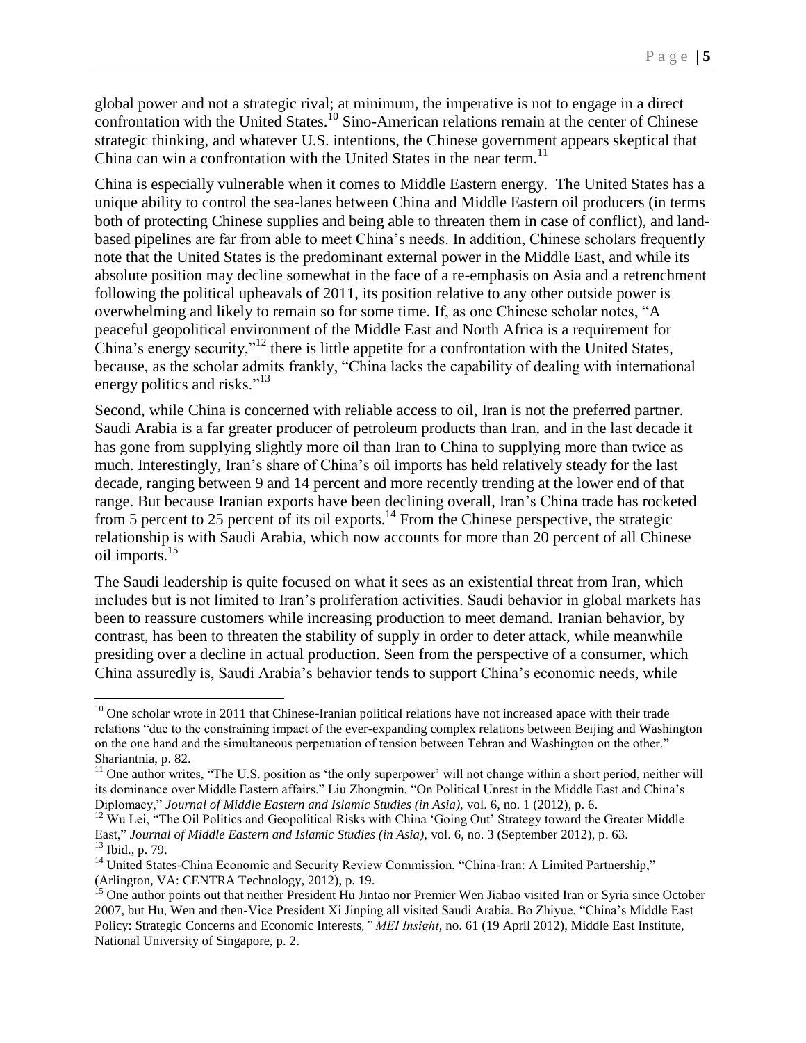global power and not a strategic rival; at minimum, the imperative is not to engage in a direct confrontation with the United States.[10] Sino-American relations remain at the center of Chinese strategic thinking, and whatever U.S. intentions, the Chinese government appears skeptical that China can win a confrontation with the United States in the near term.[11]

China is especially vulnerable when it comes to Middle Eastern energy. The United States has a unique ability to control the sea-lanes between China and Middle Eastern oil producers (in terms both of protecting Chinese supplies and being able to threaten them in case of conflict), and land-based pipelines are far from able to meet China's needs. In addition, Chinese scholars frequently note that the United States is the predominant external power in the Middle East, and while its absolute position may decline somewhat in the face of a re-emphasis on Asia and a retrenchment following the political upheavals of 2011, its position relative to any other outside power is overwhelming and likely to remain so for some time. If, as one Chinese scholar notes, "A peaceful geopolitical environment of the Middle East and North Africa is a requirement for China's energy security,"[12] there is little appetite for a confrontation with the United States, because, as the scholar admits frankly, "China lacks the capability of dealing with international energy politics and risks."[13]

Second, while China is concerned with reliable access to oil, Iran is not the preferred partner. Saudi Arabia is a far greater producer of petroleum products than Iran, and in the last decade it has gone from supplying slightly more oil than Iran to China to supplying more than twice as much. Interestingly, Iran's share of China's oil imports has held relatively steady for the last decade, ranging between 9 and 14 percent and more recently trending at the lower end of that range. But because Iranian exports have been declining overall, Iran's China trade has rocketed from 5 percent to 25 percent of its oil exports.[14] From the Chinese perspective, the strategic relationship is with Saudi Arabia, which now accounts for more than 20 percent of all Chinese oil imports.[15]

The Saudi leadership is quite focused on what it sees as an existential threat from Iran, which includes but is not limited to Iran's proliferation activities. Saudi behavior in global markets has been to reassure customers while increasing production to meet demand. Iranian behavior, by contrast, has been to threaten the stability of supply in order to deter attack, while meanwhile presiding over a decline in actual production. Seen from the perspective of a consumer, which China assuredly is, Saudi Arabia's behavior tends to support China's economic needs, while

---

[10] One scholar wrote in 2011 that Chinese-Iranian political relations have not increased apace with their trade relations "due to the constraining impact of the ever-expanding complex relations between Beijing and Washington on the one hand and the simultaneous perpetuation of tension between Tehran and Washington on the other." Shariantnia, p. 82.

[11] One author writes, "The U.S. position as 'the only superpower' will not change within a short period, neither will its dominance over Middle Eastern affairs." Liu Zhongmin, "On Political Unrest in the Middle East and China's Diplomacy," *Journal of Middle Eastern and Islamic Studies (in Asia)*, vol. 6, no. 1 (2012), p. 6.

[12] Wu Lei, "The Oil Politics and Geopolitical Risks with China 'Going Out' Strategy toward the Greater Middle East," *Journal of Middle Eastern and Islamic Studies (in Asia)*, vol. 6, no. 3 (September 2012), p. 63.

[13] Ibid., p. 79.

[14] United States-China Economic and Security Review Commission, "China-Iran: A Limited Partnership," (Arlington, VA: CENTRA Technology, 2012), p. 19.

[15] One author points out that neither President Hu Jintao nor Premier Wen Jiabao visited Iran or Syria since October 2007, but Hu, Wen and then-Vice President Xi Jinping all visited Saudi Arabia. Bo Zhiyue, "China's Middle East Policy: Strategic Concerns and Economic Interests*," MEI Insight*, no. 61 (19 April 2012), Middle East Institute, National University of Singapore, p. 2.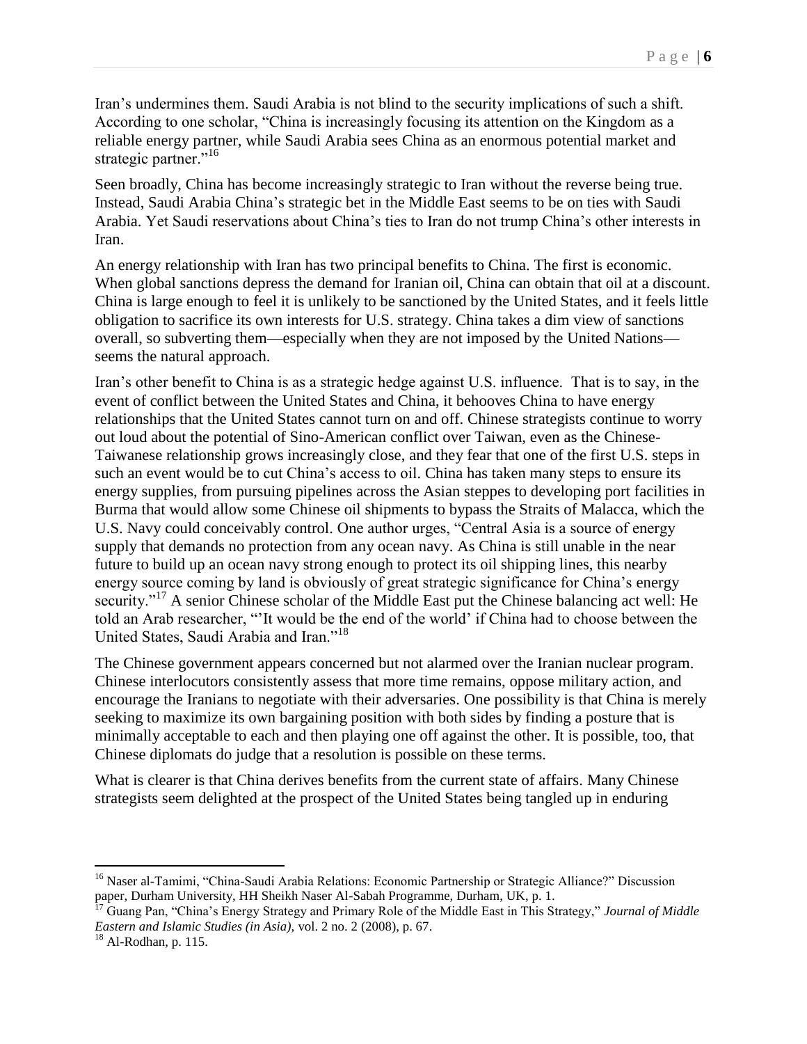Iran's undermines them. Saudi Arabia is not blind to the security implications of such a shift. According to one scholar, "China is increasingly focusing its attention on the Kingdom as a reliable energy partner, while Saudi Arabia sees China as an enormous potential market and strategic partner."[16]

Seen broadly, China has become increasingly strategic to Iran without the reverse being true. Instead, Saudi Arabia China's strategic bet in the Middle East seems to be on ties with Saudi Arabia. Yet Saudi reservations about China's ties to Iran do not trump China's other interests in Iran.

An energy relationship with Iran has two principal benefits to China. The first is economic. When global sanctions depress the demand for Iranian oil, China can obtain that oil at a discount. China is large enough to feel it is unlikely to be sanctioned by the United States, and it feels little obligation to sacrifice its own interests for U.S. strategy. China takes a dim view of sanctions overall, so subverting them—especially when they are not imposed by the United Nations—seems the natural approach.

Iran's other benefit to China is as a strategic hedge against U.S. influence. That is to say, in the event of conflict between the United States and China, it behooves China to have energy relationships that the United States cannot turn on and off. Chinese strategists continue to worry out loud about the potential of Sino-American conflict over Taiwan, even as the Chinese-Taiwanese relationship grows increasingly close, and they fear that one of the first U.S. steps in such an event would be to cut China's access to oil. China has taken many steps to ensure its energy supplies, from pursuing pipelines across the Asian steppes to developing port facilities in Burma that would allow some Chinese oil shipments to bypass the Straits of Malacca, which the U.S. Navy could conceivably control. One author urges, "Central Asia is a source of energy supply that demands no protection from any ocean navy. As China is still unable in the near future to build up an ocean navy strong enough to protect its oil shipping lines, this nearby energy source coming by land is obviously of great strategic significance for China's energy security."[17] A senior Chinese scholar of the Middle East put the Chinese balancing act well: He told an Arab researcher, "'It would be the end of the world' if China had to choose between the United States, Saudi Arabia and Iran."[18]

The Chinese government appears concerned but not alarmed over the Iranian nuclear program. Chinese interlocutors consistently assess that more time remains, oppose military action, and encourage the Iranians to negotiate with their adversaries. One possibility is that China is merely seeking to maximize its own bargaining position with both sides by finding a posture that is minimally acceptable to each and then playing one off against the other. It is possible, too, that Chinese diplomats do judge that a resolution is possible on these terms.

What is clearer is that China derives benefits from the current state of affairs. Many Chinese strategists seem delighted at the prospect of the United States being tangled up in enduring

---

[16] Naser al-Tamimi, "China-Saudi Arabia Relations: Economic Partnership or Strategic Alliance?" Discussion paper, Durham University, HH Sheikh Naser Al-Sabah Programme, Durham, UK, p. 1.

[17] Guang Pan, "China's Energy Strategy and Primary Role of the Middle East in This Strategy," *Journal of Middle Eastern and Islamic Studies (in Asia)*, vol. 2 no. 2 (2008), p. 67.

[18] Al-Rodhan, p. 115.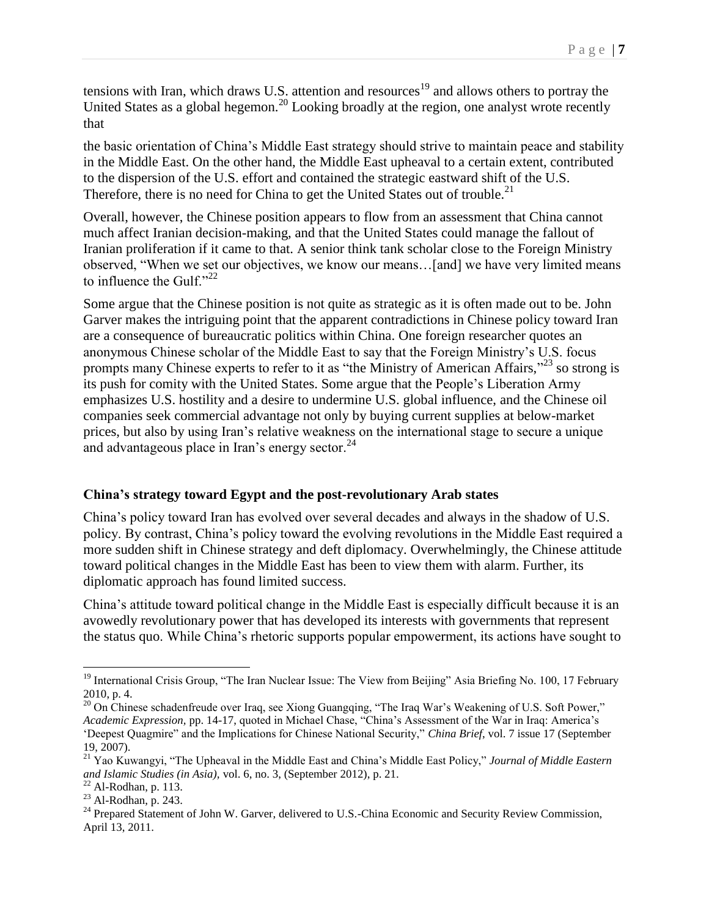tensions with Iran, which draws U.S. attention and resources[19] and allows others to portray the United States as a global hegemon.[20] Looking broadly at the region, one analyst wrote recently that

the basic orientation of China's Middle East strategy should strive to maintain peace and stability in the Middle East. On the other hand, the Middle East upheaval to a certain extent, contributed to the dispersion of the U.S. effort and contained the strategic eastward shift of the U.S. Therefore, there is no need for China to get the United States out of trouble.[21]

Overall, however, the Chinese position appears to flow from an assessment that China cannot much affect Iranian decision-making, and that the United States could manage the fallout of Iranian proliferation if it came to that. A senior think tank scholar close to the Foreign Ministry observed, "When we set our objectives, we know our means…[and] we have very limited means to influence the Gulf."[22]

Some argue that the Chinese position is not quite as strategic as it is often made out to be. John Garver makes the intriguing point that the apparent contradictions in Chinese policy toward Iran are a consequence of bureaucratic politics within China. One foreign researcher quotes an anonymous Chinese scholar of the Middle East to say that the Foreign Ministry's U.S. focus prompts many Chinese experts to refer to it as "the Ministry of American Affairs,"[23] so strong is its push for comity with the United States. Some argue that the People's Liberation Army emphasizes U.S. hostility and a desire to undermine U.S. global influence, and the Chinese oil companies seek commercial advantage not only by buying current supplies at below-market prices, but also by using Iran's relative weakness on the international stage to secure a unique and advantageous place in Iran's energy sector.[24]

### China's strategy toward Egypt and the post-revolutionary Arab states

China's policy toward Iran has evolved over several decades and always in the shadow of U.S. policy. By contrast, China's policy toward the evolving revolutions in the Middle East required a more sudden shift in Chinese strategy and deft diplomacy. Overwhelmingly, the Chinese attitude toward political changes in the Middle East has been to view them with alarm. Further, its diplomatic approach has found limited success.

China's attitude toward political change in the Middle East is especially difficult because it is an avowedly revolutionary power that has developed its interests with governments that represent the status quo. While China's rhetoric supports popular empowerment, its actions have sought to

---

[19] International Crisis Group, "The Iran Nuclear Issue: The View from Beijing" Asia Briefing No. 100, 17 February 2010, p. 4.

[20] On Chinese schadenfreude over Iraq, see Xiong Guangqing, "The Iraq War's Weakening of U.S. Soft Power," *Academic Expression,* pp. 14-17, quoted in Michael Chase, "China's Assessment of the War in Iraq: America's 'Deepest Quagmire" and the Implications for Chinese National Security," *China Brief*, vol. 7 issue 17 (September 19, 2007).

[21] Yao Kuwangyi, "The Upheaval in the Middle East and China's Middle East Policy," *Journal of Middle Eastern and Islamic Studies (in Asia),* vol. 6, no. 3, (September 2012), p. 21.

[22] Al-Rodhan, p. 113.

[23] Al-Rodhan, p. 243.

[24] Prepared Statement of John W. Garver, delivered to U.S.-China Economic and Security Review Commission, April 13, 2011.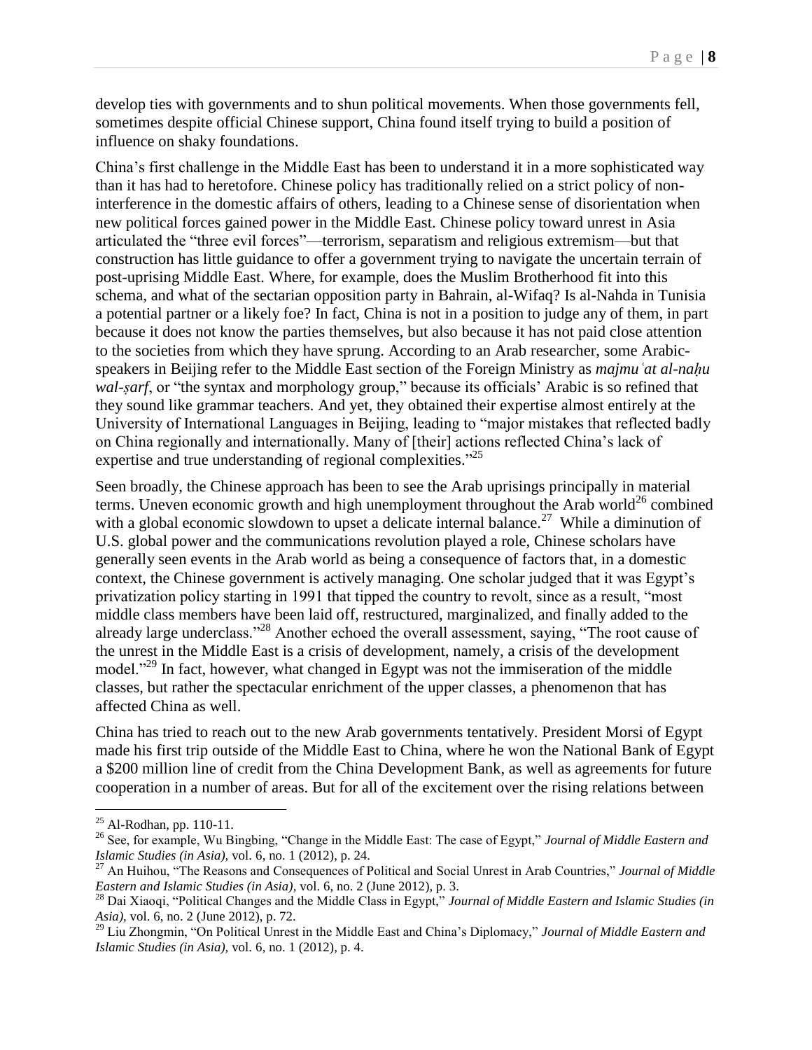develop ties with governments and to shun political movements. When those governments fell, sometimes despite official Chinese support, China found itself trying to build a position of influence on shaky foundations.

China's first challenge in the Middle East has been to understand it in a more sophisticated way than it has had to heretofore. Chinese policy has traditionally relied on a strict policy of non-interference in the domestic affairs of others, leading to a Chinese sense of disorientation when new political forces gained power in the Middle East. Chinese policy toward unrest in Asia articulated the "three evil forces"—terrorism, separatism and religious extremism—but that construction has little guidance to offer a government trying to navigate the uncertain terrain of post-uprising Middle East. Where, for example, does the Muslim Brotherhood fit into this schema, and what of the sectarian opposition party in Bahrain, al-Wifaq? Is al-Nahda in Tunisia a potential partner or a likely foe? In fact, China is not in a position to judge any of them, in part because it does not know the parties themselves, but also because it has not paid close attention to the societies from which they have sprung. According to an Arab researcher, some Arabic-speakers in Beijing refer to the Middle East section of the Foreign Ministry as *majmuʿat al-naḥu wal-ṣarf*, or "the syntax and morphology group," because its officials' Arabic is so refined that they sound like grammar teachers. And yet, they obtained their expertise almost entirely at the University of International Languages in Beijing, leading to "major mistakes that reflected badly on China regionally and internationally. Many of [their] actions reflected China's lack of expertise and true understanding of regional complexities."[25]

Seen broadly, the Chinese approach has been to see the Arab uprisings principally in material terms. Uneven economic growth and high unemployment throughout the Arab world[26] combined with a global economic slowdown to upset a delicate internal balance.[27] While a diminution of U.S. global power and the communications revolution played a role, Chinese scholars have generally seen events in the Arab world as being a consequence of factors that, in a domestic context, the Chinese government is actively managing. One scholar judged that it was Egypt's privatization policy starting in 1991 that tipped the country to revolt, since as a result, "most middle class members have been laid off, restructured, marginalized, and finally added to the already large underclass."[28] Another echoed the overall assessment, saying, "The root cause of the unrest in the Middle East is a crisis of development, namely, a crisis of the development model."[29] In fact, however, what changed in Egypt was not the immiseration of the middle classes, but rather the spectacular enrichment of the upper classes, a phenomenon that has affected China as well.

China has tried to reach out to the new Arab governments tentatively. President Morsi of Egypt made his first trip outside of the Middle East to China, where he won the National Bank of Egypt a $200 million line of credit from the China Development Bank, as well as agreements for future cooperation in a number of areas. But for all of the excitement over the rising relations between

---

[25] Al-Rodhan, pp. 110-11.

[26] See, for example, Wu Bingbing, "Change in the Middle East: The case of Egypt," *Journal of Middle Eastern and Islamic Studies (in Asia),* vol. 6, no. 1 (2012), p. 24.

[27] An Huihou, "The Reasons and Consequences of Political and Social Unrest in Arab Countries," *Journal of Middle Eastern and Islamic Studies (in Asia)*, vol. 6, no. 2 (June 2012), p. 3.

[28] Dai Xiaoqi, "Political Changes and the Middle Class in Egypt," *Journal of Middle Eastern and Islamic Studies (in Asia),* vol. 6, no. 2 (June 2012), p. 72.

[29] Liu Zhongmin, "On Political Unrest in the Middle East and China's Diplomacy," *Journal of Middle Eastern and Islamic Studies (in Asia),* vol. 6, no. 1 (2012), p. 4.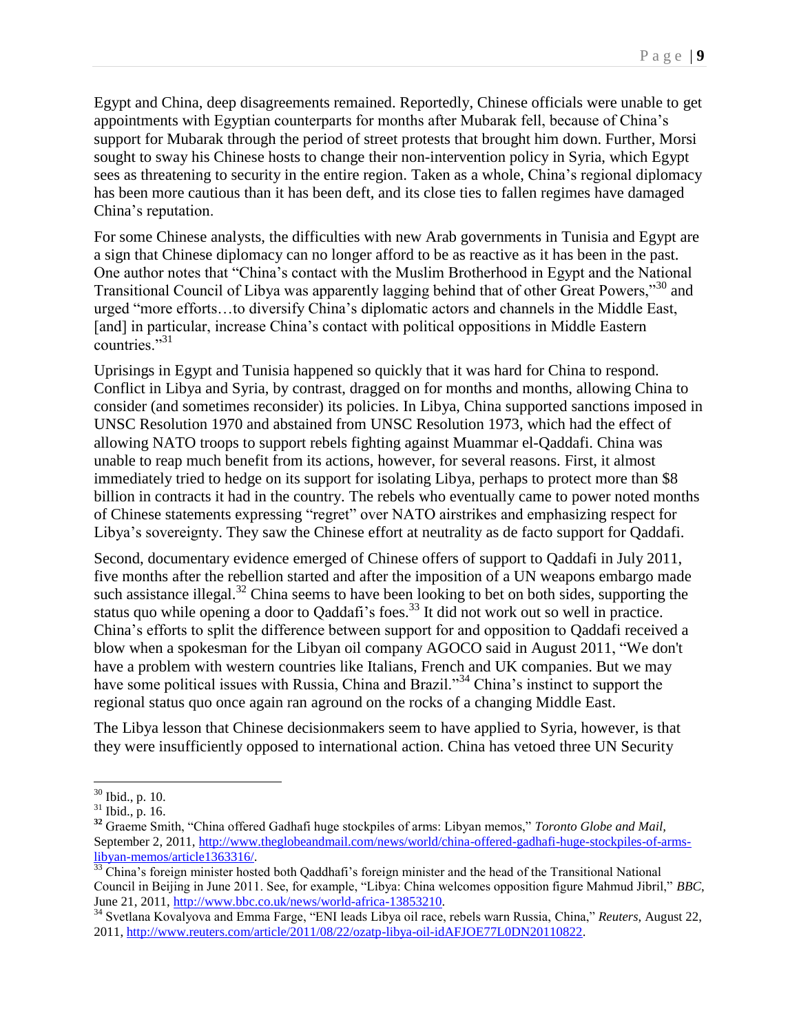Egypt and China, deep disagreements remained. Reportedly, Chinese officials were unable to get appointments with Egyptian counterparts for months after Mubarak fell, because of China's support for Mubarak through the period of street protests that brought him down. Further, Morsi sought to sway his Chinese hosts to change their non-intervention policy in Syria, which Egypt sees as threatening to security in the entire region. Taken as a whole, China's regional diplomacy has been more cautious than it has been deft, and its close ties to fallen regimes have damaged China's reputation.

For some Chinese analysts, the difficulties with new Arab governments in Tunisia and Egypt are a sign that Chinese diplomacy can no longer afford to be as reactive as it has been in the past. One author notes that "China's contact with the Muslim Brotherhood in Egypt and the National Transitional Council of Libya was apparently lagging behind that of other Great Powers,"[30] and urged "more efforts…to diversify China's diplomatic actors and channels in the Middle East, [and] in particular, increase China's contact with political oppositions in Middle Eastern countries."[31]

Uprisings in Egypt and Tunisia happened so quickly that it was hard for China to respond. Conflict in Libya and Syria, by contrast, dragged on for months and months, allowing China to consider (and sometimes reconsider) its policies. In Libya, China supported sanctions imposed in UNSC Resolution 1970 and abstained from UNSC Resolution 1973, which had the effect of allowing NATO troops to support rebels fighting against Muammar el-Qaddafi. China was unable to reap much benefit from its actions, however, for several reasons. First, it almost immediately tried to hedge on its support for isolating Libya, perhaps to protect more than $8 billion in contracts it had in the country. The rebels who eventually came to power noted months of Chinese statements expressing "regret" over NATO airstrikes and emphasizing respect for Libya's sovereignty. They saw the Chinese effort at neutrality as de facto support for Qaddafi.

Second, documentary evidence emerged of Chinese offers of support to Qaddafi in July 2011, five months after the rebellion started and after the imposition of a UN weapons embargo made such assistance illegal.[32] China seems to have been looking to bet on both sides, supporting the status quo while opening a door to Qaddafi's foes.[33] It did not work out so well in practice. China's efforts to split the difference between support for and opposition to Qaddafi received a blow when a spokesman for the Libyan oil company AGOCO said in August 2011, "We don't have a problem with western countries like Italians, French and UK companies. But we may have some political issues with Russia, China and Brazil."[34] China's instinct to support the regional status quo once again ran aground on the rocks of a changing Middle East.

The Libya lesson that Chinese decisionmakers seem to have applied to Syria, however, is that they were insufficiently opposed to international action. China has vetoed three UN Security

---

[30] Ibid., p. 10.

[31] Ibid., p. 16.

[32] Graeme Smith, "China offered Gadhafi huge stockpiles of arms: Libyan memos," *Toronto Globe and Mail*, September 2, 2011, http://www.theglobeandmail.com/news/world/china-offered-gadhafi-huge-stockpiles-of-arms-libyan-memos/article1363316/.

[33] China's foreign minister hosted both Qaddhafi's foreign minister and the head of the Transitional National Council in Beijing in June 2011. See, for example, "Libya: China welcomes opposition figure Mahmud Jibril," *BBC*, June 21, 2011, http://www.bbc.co.uk/news/world-africa-13853210.

[34] Svetlana Kovalyova and Emma Farge, "ENI leads Libya oil race, rebels warn Russia, China," *Reuters*, August 22, 2011, http://www.reuters.com/article/2011/08/22/ozatp-libya-oil-idAFJOE77L0DN20110822.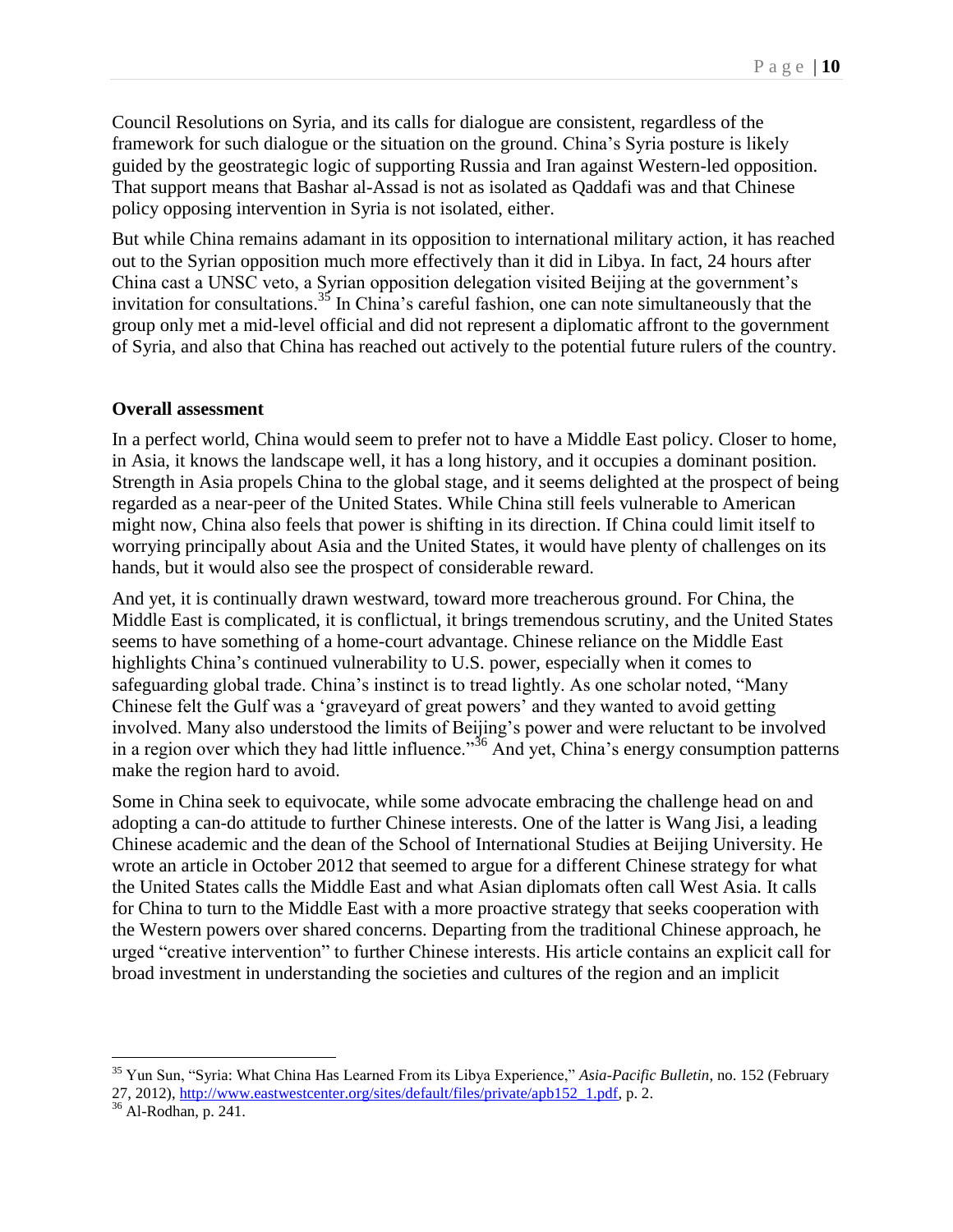Council Resolutions on Syria, and its calls for dialogue are consistent, regardless of the framework for such dialogue or the situation on the ground. China's Syria posture is likely guided by the geostrategic logic of supporting Russia and Iran against Western-led opposition. That support means that Bashar al-Assad is not as isolated as Qaddafi was and that Chinese policy opposing intervention in Syria is not isolated, either.

But while China remains adamant in its opposition to international military action, it has reached out to the Syrian opposition much more effectively than it did in Libya. In fact, 24 hours after China cast a UNSC veto, a Syrian opposition delegation visited Beijing at the government's invitation for consultations.[35] In China's careful fashion, one can note simultaneously that the group only met a mid-level official and did not represent a diplomatic affront to the government of Syria, and also that China has reached out actively to the potential future rulers of the country.

### Overall assessment

In a perfect world, China would seem to prefer not to have a Middle East policy. Closer to home, in Asia, it knows the landscape well, it has a long history, and it occupies a dominant position. Strength in Asia propels China to the global stage, and it seems delighted at the prospect of being regarded as a near-peer of the United States. While China still feels vulnerable to American might now, China also feels that power is shifting in its direction. If China could limit itself to worrying principally about Asia and the United States, it would have plenty of challenges on its hands, but it would also see the prospect of considerable reward.

And yet, it is continually drawn westward, toward more treacherous ground. For China, the Middle East is complicated, it is conflictual, it brings tremendous scrutiny, and the United States seems to have something of a home-court advantage. Chinese reliance on the Middle East highlights China's continued vulnerability to U.S. power, especially when it comes to safeguarding global trade. China's instinct is to tread lightly. As one scholar noted, "Many Chinese felt the Gulf was a 'graveyard of great powers' and they wanted to avoid getting involved. Many also understood the limits of Beijing's power and were reluctant to be involved in a region over which they had little influence."[36] And yet, China's energy consumption patterns make the region hard to avoid.

Some in China seek to equivocate, while some advocate embracing the challenge head on and adopting a can-do attitude to further Chinese interests. One of the latter is Wang Jisi, a leading Chinese academic and the dean of the School of International Studies at Beijing University. He wrote an article in October 2012 that seemed to argue for a different Chinese strategy for what the United States calls the Middle East and what Asian diplomats often call West Asia. It calls for China to turn to the Middle East with a more proactive strategy that seeks cooperation with the Western powers over shared concerns. Departing from the traditional Chinese approach, he urged "creative intervention" to further Chinese interests. His article contains an explicit call for broad investment in understanding the societies and cultures of the region and an implicit

---

[35] Yun Sun, "Syria: What China Has Learned From its Libya Experience," *Asia-Pacific Bulletin*, no. 152 (February 27, 2012), http://www.eastwestcenter.org/sites/default/files/private/apb152_1.pdf, p. 2.

[36] Al-Rodhan, p. 241.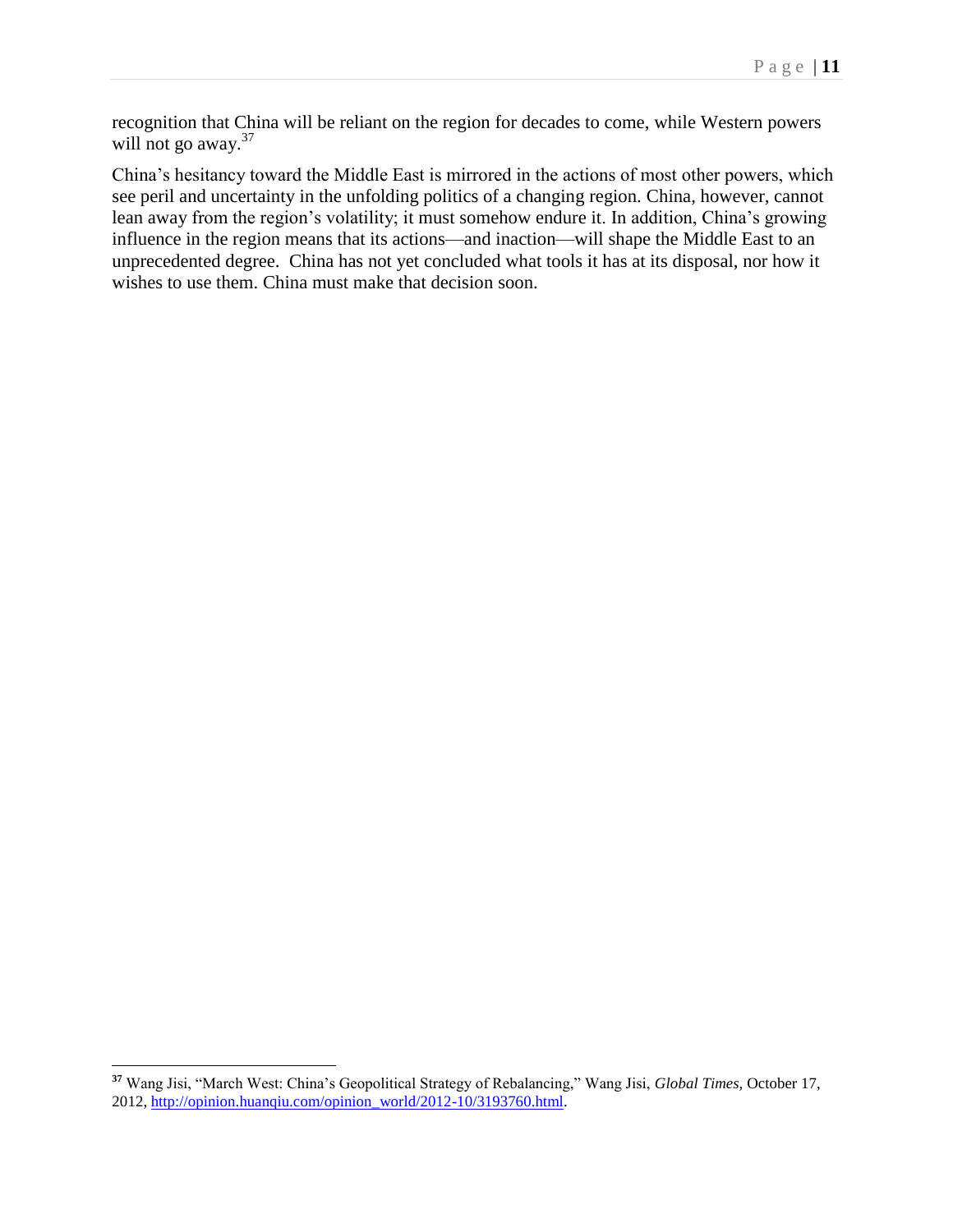recognition that China will be reliant on the region for decades to come, while Western powers will not go away.[37]

China's hesitancy toward the Middle East is mirrored in the actions of most other powers, which see peril and uncertainty in the unfolding politics of a changing region. China, however, cannot lean away from the region's volatility; it must somehow endure it. In addition, China's growing influence in the region means that its actions—and inaction—will shape the Middle East to an unprecedented degree. China has not yet concluded what tools it has at its disposal, nor how it wishes to use them. China must make that decision soon.

---

[37] Wang Jisi, "March West: China's Geopolitical Strategy of Rebalancing," Wang Jisi, *Global Times,* October 17, 2012, http://opinion.huanqiu.com/opinion_world/2012-10/3193760.html.